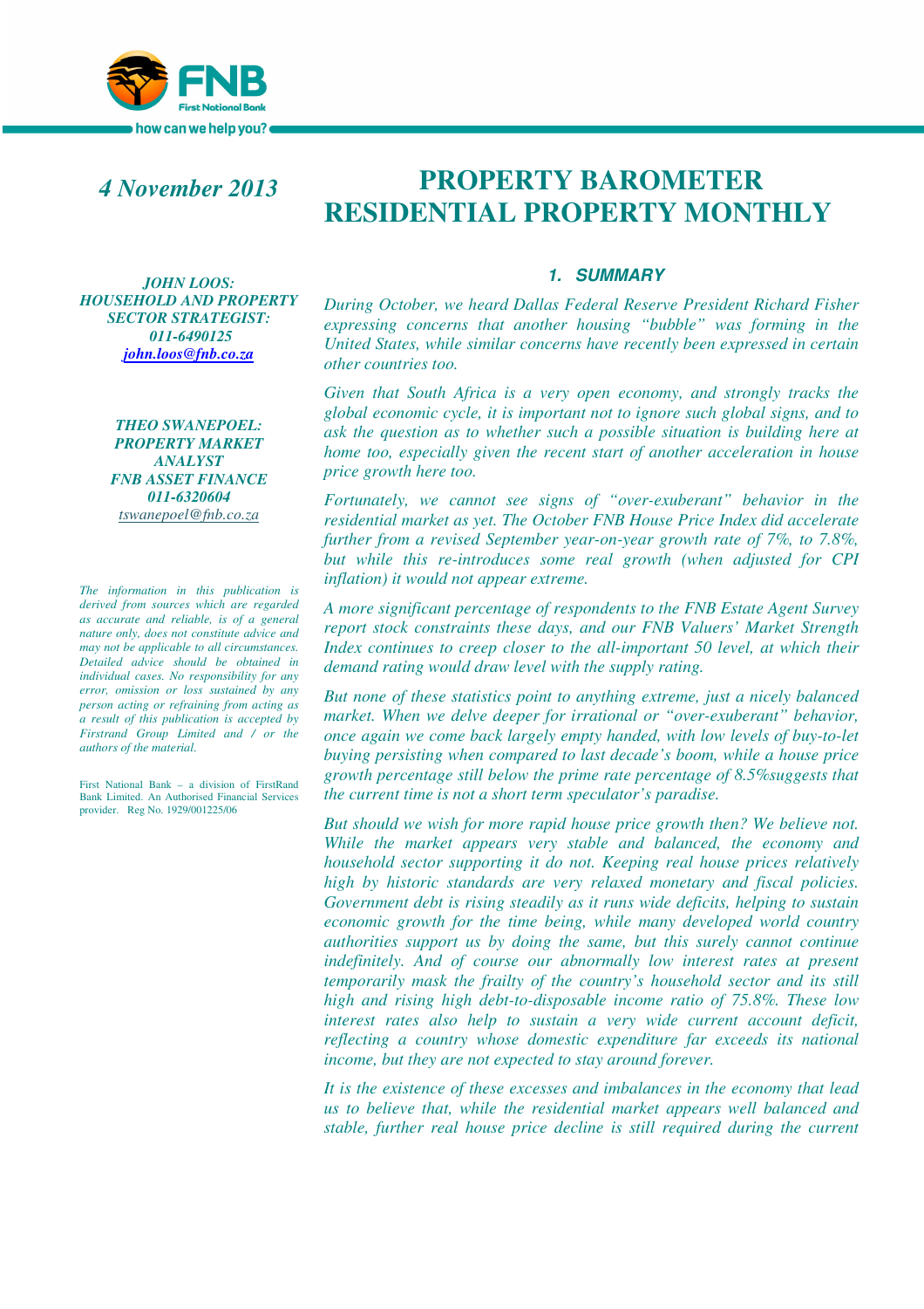*4 November 2013*

# PROPERTY BAROMETER RESIDENTIAL PROPERTY MONTHLY

***JOHN LOOS: HOUSEHOLD AND PROPERTY SECTOR STRATEGIST: 011-6490125 john.loos@fnb.co.za***

***THEO SWANEPOEL: PROPERTY MARKET ANALYST FNB ASSET FINANCE 011-6320604*** *tswanepoel@fnb.co.za*

*The information in this publication is derived from sources which are regarded as accurate and reliable, is of a general nature only, does not constitute advice and may not be applicable to all circumstances. Detailed advice should be obtained in individual cases. No responsibility for any error, omission or loss sustained by any person acting or refraining from acting as a result of this publication is accepted by Firstrand Group Limited and / or the authors of the material.*

First National Bank – a division of FirstRand Bank Limited. An Authorised Financial Services provider. Reg No. 1929/001225/06

## 1. SUMMARY

*During October, we heard Dallas Federal Reserve President Richard Fisher expressing concerns that another housing "bubble" was forming in the United States, while similar concerns have recently been expressed in certain other countries too.*

*Given that South Africa is a very open economy, and strongly tracks the global economic cycle, it is important not to ignore such global signs, and to ask the question as to whether such a possible situation is building here at home too, especially given the recent start of another acceleration in house price growth here too.*

*Fortunately, we cannot see signs of "over-exuberant" behavior in the residential market as yet. The October FNB House Price Index did accelerate further from a revised September year-on-year growth rate of 7%, to 7.8%, but while this re-introduces some real growth (when adjusted for CPI inflation) it would not appear extreme.*

*A more significant percentage of respondents to the FNB Estate Agent Survey report stock constraints these days, and our FNB Valuers' Market Strength Index continues to creep closer to the all-important 50 level, at which their demand rating would draw level with the supply rating.*

*But none of these statistics point to anything extreme, just a nicely balanced market. When we delve deeper for irrational or "over-exuberant" behavior, once again we come back largely empty handed, with low levels of buy-to-let buying persisting when compared to last decade's boom, while a house price growth percentage still below the prime rate percentage of 8.5%suggests that the current time is not a short term speculator's paradise.*

*But should we wish for more rapid house price growth then? We believe not. While the market appears very stable and balanced, the economy and household sector supporting it do not. Keeping real house prices relatively high by historic standards are very relaxed monetary and fiscal policies. Government debt is rising steadily as it runs wide deficits, helping to sustain economic growth for the time being, while many developed world country authorities support us by doing the same, but this surely cannot continue indefinitely. And of course our abnormally low interest rates at present temporarily mask the frailty of the country's household sector and its still high and rising high debt-to-disposable income ratio of 75.8%. These low interest rates also help to sustain a very wide current account deficit, reflecting a country whose domestic expenditure far exceeds its national income, but they are not expected to stay around forever.*

*It is the existence of these excesses and imbalances in the economy that lead us to believe that, while the residential market appears well balanced and stable, further real house price decline is still required during the current*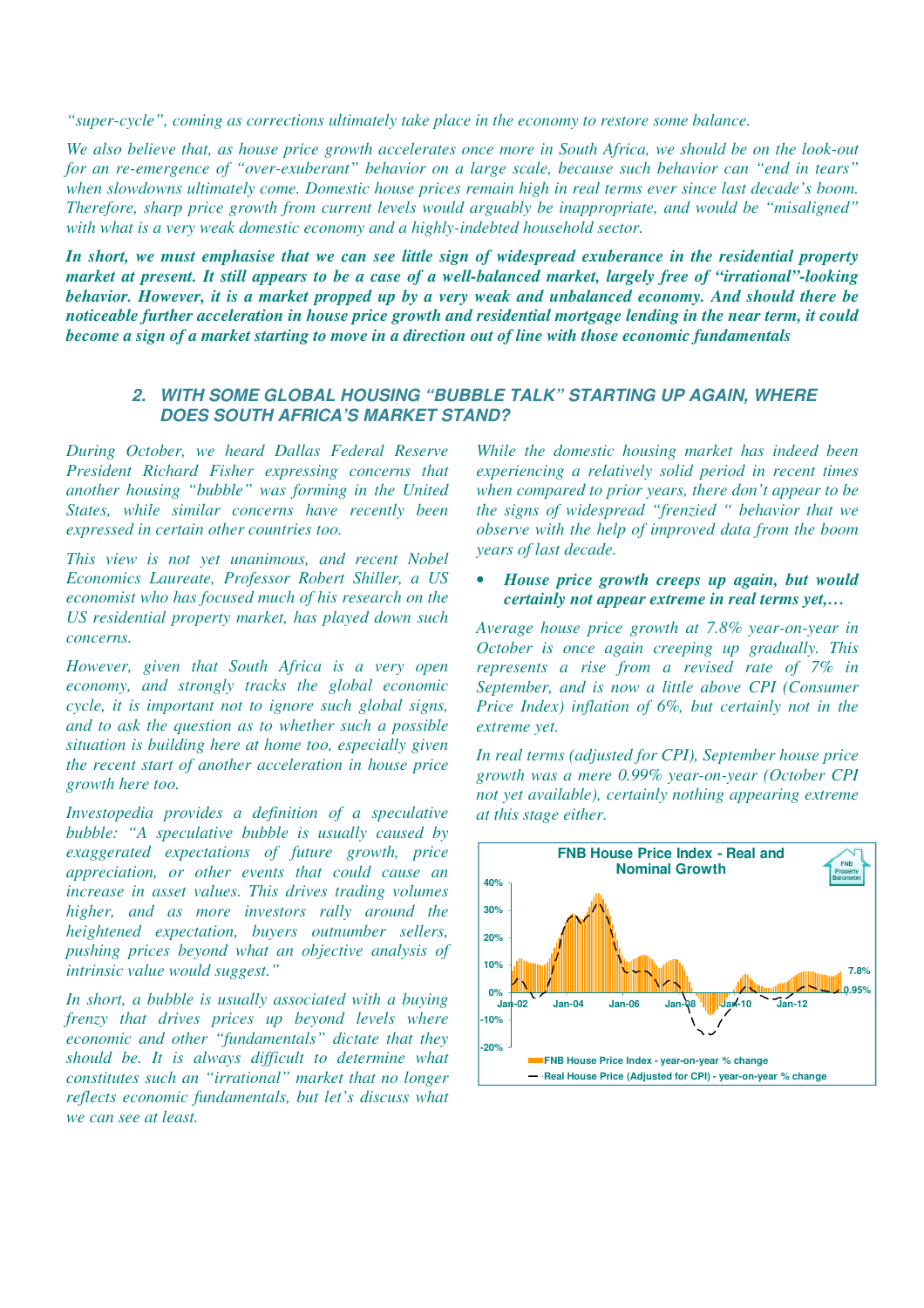*"super-cycle", coming as corrections ultimately take place in the economy to restore some balance.*

*We also believe that, as house price growth accelerates once more in South Africa, we should be on the look-out for an re-emergence of "over-exuberant" behavior on a large scale, because such behavior can "end in tears" when slowdowns ultimately come. Domestic house prices remain high in real terms ever since last decade's boom. Therefore, sharp price growth from current levels would arguably be inappropriate, and would be "misaligned" with what is a very weak domestic economy and a highly-indebted household sector.*

***In short, we must emphasise that we can see little sign of widespread exuberance in the residential property market at present. It still appears to be a case of a well-balanced market, largely free of "irrational"-looking behavior. However, it is a market propped up by a very weak and unbalanced economy. And should there be noticeable further acceleration in house price growth and residential mortgage lending in the near term, it could become a sign of a market starting to move in a direction out of line with those economic fundamentals***

## 2. WITH SOME GLOBAL HOUSING "BUBBLE TALK" STARTING UP AGAIN, WHERE DOES SOUTH AFRICA'S MARKET STAND?

*During October, we heard Dallas Federal Reserve President Richard Fisher expressing concerns that another housing "bubble" was forming in the United States, while similar concerns have recently been expressed in certain other countries too.*

*This view is not yet unanimous, and recent Nobel Economics Laureate, Professor Robert Shiller, a US economist who has focused much of his research on the US residential property market, has played down such concerns.*

*However, given that South Africa is a very open economy, and strongly tracks the global economic cycle, it is important not to ignore such global signs, and to ask the question as to whether such a possible situation is building here at home too, especially given the recent start of another acceleration in house price growth here too.*

*Investopedia provides a definition of a speculative bubble: "A speculative bubble is usually caused by exaggerated expectations of future growth, price appreciation, or other events that could cause an increase in asset values. This drives trading volumes higher, and as more investors rally around the heightened expectation, buyers outnumber sellers, pushing prices beyond what an objective analysis of intrinsic value would suggest."*

*In short, a bubble is usually associated with a buying frenzy that drives prices up beyond levels where economic and other "fundamentals" dictate that they should be. It is always difficult to determine what constitutes such an "irrational" market that no longer reflects economic fundamentals, but let's discuss what we can see at least.*

*While the domestic housing market has indeed been experiencing a relatively solid period in recent times when compared to prior years, there don't appear to be the signs of widespread "frenzied " behavior that we observe with the help of improved data from the boom years of last decade.*

- ***House price growth creeps up again, but would certainly not appear extreme in real terms yet,…***

*Average house price growth at 7.8% year-on-year in October is once again creeping up gradually. This represents a rise from a revised rate of 7% in September, and is now a little above CPI (Consumer Price Index) inflation of 6%, but certainly not in the extreme yet.*

*In real terms (adjusted for CPI), September house price growth was a mere 0.99% year-on-year (October CPI not yet available), certainly nothing appearing extreme at this stage either.*

**FNB House Price Index - Real and Nominal Growth**

FNB House Price Index - year-on-year % change (7.8%); Real House Price (Adjusted for CPI) - year-on-year % change (0.95%)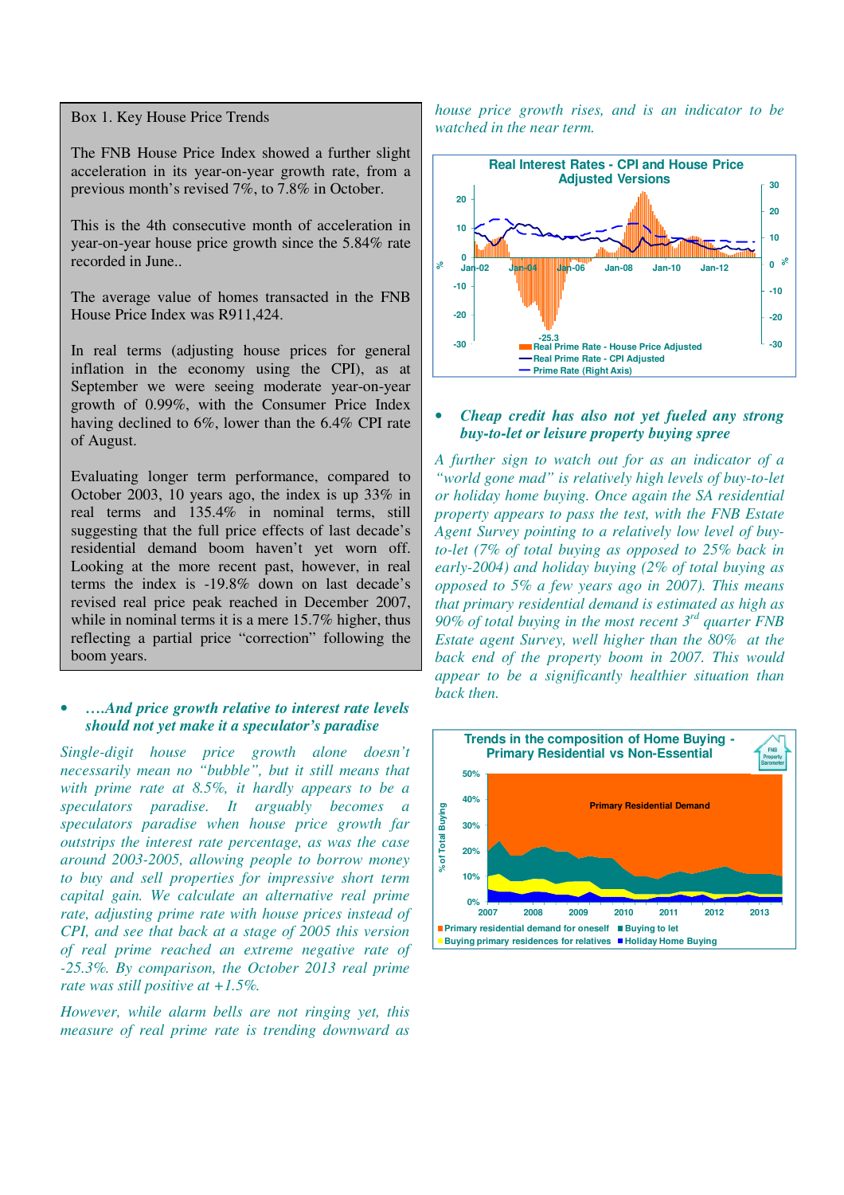Box 1. Key House Price Trends

The FNB House Price Index showed a further slight acceleration in its year-on-year growth rate, from a previous month's revised 7%, to 7.8% in October.

This is the 4th consecutive month of acceleration in year-on-year house price growth since the 5.84% rate recorded in June..

The average value of homes transacted in the FNB House Price Index was R911,424.

In real terms (adjusting house prices for general inflation in the economy using the CPI), as at September we were seeing moderate year-on-year growth of 0.99%, with the Consumer Price Index having declined to 6%, lower than the 6.4% CPI rate of August.

Evaluating longer term performance, compared to October 2003, 10 years ago, the index is up 33% in real terms and 135.4% in nominal terms, still suggesting that the full price effects of last decade's residential demand boom haven't yet worn off. Looking at the more recent past, however, in real terms the index is -19.8% down on last decade's revised real price peak reached in December 2007, while in nominal terms it is a mere 15.7% higher, thus reflecting a partial price "correction" following the boom years.

- ***….And price growth relative to interest rate levels should not yet make it a speculator's paradise***

*Single-digit house price growth alone doesn't necessarily mean no "bubble", but it still means that with prime rate at 8.5%, it hardly appears to be a speculators paradise. It arguably becomes a speculators paradise when house price growth far outstrips the interest rate percentage, as was the case around 2003-2005, allowing people to borrow money to buy and sell properties for impressive short term capital gain. We calculate an alternative real prime rate, adjusting prime rate with house prices instead of CPI, and see that back at a stage of 2005 this version of real prime reached an extreme negative rate of -25.3%. By comparison, the October 2013 real prime rate was still positive at +1.5%.*

*However, while alarm bells are not ringing yet, this measure of real prime rate is trending downward as house price growth rises, and is an indicator to be watched in the near term.*

**Real Interest Rates - CPI and House Price Adjusted Versions**

- ***Cheap credit has also not yet fueled any strong buy-to-let or leisure property buying spree***

*A further sign to watch out for as an indicator of a "world gone mad" is relatively high levels of buy-to-let or holiday home buying. Once again the SA residential property appears to pass the test, with the FNB Estate Agent Survey pointing to a relatively low level of buy-to-let (7% of total buying as opposed to 25% back in early-2004) and holiday buying (2% of total buying as opposed to 5% a few years ago in 2007). This means that primary residential demand is estimated as high as 90% of total buying in the most recent 3rd quarter FNB Estate agent Survey, well higher than the 80% at the back end of the property boom in 2007. This would appear to be a significantly healthier situation than back then.*

**Trends in the composition of Home Buying - Primary Residential vs Non-Essential**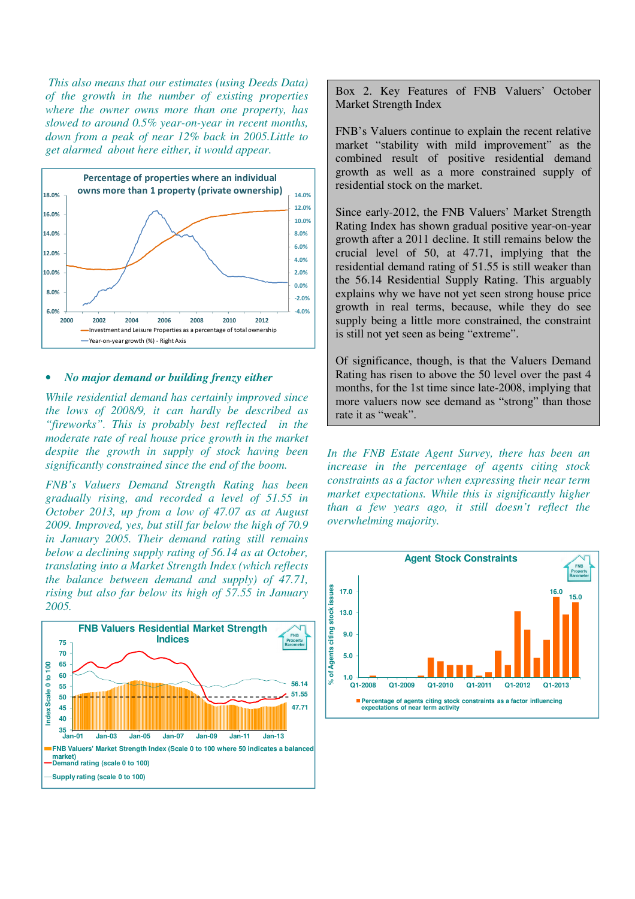*This also means that our estimates (using Deeds Data) of the growth in the number of existing properties where the owner owns more than one property, has slowed to around 0.5% year-on-year in recent months, down from a peak of near 12% back in 2005.Little to get alarmed about here either, it would appear.*

**Percentage of properties where an individual owns more than 1 property (private ownership)**

—Investment and Leisure Properties as a percentage of total ownership
—Year-on-year growth (%) - Right Axis

- ***No major demand or building frenzy either***

*While residential demand has certainly improved since the lows of 2008/9, it can hardly be described as "fireworks". This is probably best reflected in the moderate rate of real house price growth in the market despite the growth in supply of stock having been significantly constrained since the end of the boom.*

*FNB's Valuers Demand Strength Rating has been gradually rising, and recorded a level of 51.55 in October 2013, up from a low of 47.07 as at August 2009. Improved, yes, but still far below the high of 70.9 in January 2005. Their demand rating still remains below a declining supply rating of 56.14 as at October, translating into a Market Strength Index (which reflects the balance between demand and supply) of 47.71, rising but also far below its high of 57.55 in January 2005.*

**FNB Valuers Residential Market Strength Indices**

FNB Valuers' Market Strength Index (Scale 0 to 100 where 50 indicates a balanced market)
Demand rating (scale 0 to 100)
Supply rating (scale 0 to 100)

Box 2. Key Features of FNB Valuers' October Market Strength Index

FNB's Valuers continue to explain the recent relative market "stability with mild improvement" as the combined result of positive residential demand growth as well as a more constrained supply of residential stock on the market.

Since early-2012, the FNB Valuers' Market Strength Rating Index has shown gradual positive year-on-year growth after a 2011 decline. It still remains below the crucial level of 50, at 47.71, implying that the residential demand rating of 51.55 is still weaker than the 56.14 Residential Supply Rating. This arguably explains why we have not yet seen strong house price growth in real terms, because, while they do see supply being a little more constrained, the constraint is still not yet seen as being "extreme".

Of significance, though, is that the Valuers Demand Rating has risen to above the 50 level over the past 4 months, for the 1st time since late-2008, implying that more valuers now see demand as "strong" than those rate it as "weak".

*In the FNB Estate Agent Survey, there has been an increase in the percentage of agents citing stock constraints as a factor when expressing their near term market expectations. While this is significantly higher than a few years ago, it still doesn't reflect the overwhelming majority.*

**Agent Stock Constraints**

Percentage of agents citing stock constraints as a factor influencing expectations of near term activity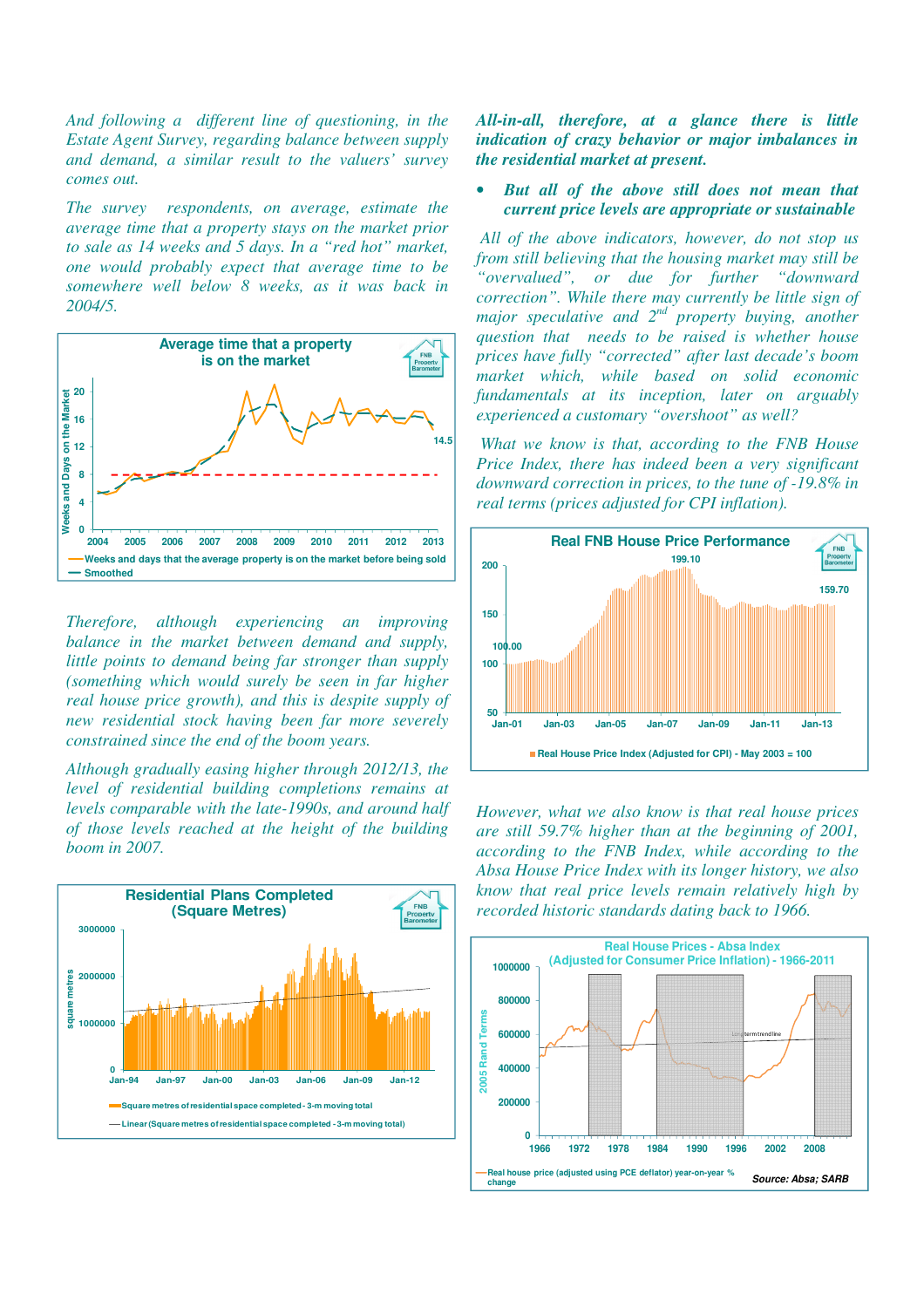*And following a different line of questioning, in the Estate Agent Survey, regarding balance between supply and demand, a similar result to the valuers' survey comes out.*

*The survey respondents, on average, estimate the average time that a property stays on the market prior to sale as 14 weeks and 5 days. In a "red hot" market, one would probably expect that average time to be somewhere well below 8 weeks, as it was back in 2004/5.*

*Therefore, although experiencing an improving balance in the market between demand and supply, little points to demand being far stronger than supply (something which would surely be seen in far higher real house price growth), and this is despite supply of new residential stock having been far more severely constrained since the end of the boom years.*

*Although gradually easing higher through 2012/13, the level of residential building completions remains at levels comparable with the late-1990s, and around half of those levels reached at the height of the building boom in 2007.*

***All-in-all, therefore, at a glance there is little indication of crazy behavior or major imbalances in the residential market at present.***

- ***But all of the above still does not mean that current price levels are appropriate or sustainable***

*All of the above indicators, however, do not stop us from still believing that the housing market may still be "overvalued", or due for further "downward correction". While there may currently be little sign of major speculative and 2nd property buying, another question that needs to be raised is whether house prices have fully "corrected" after last decade's boom market which, while based on solid economic fundamentals at its inception, later on arguably experienced a customary "overshoot" as well?*

*What we know is that, according to the FNB House Price Index, there has indeed been a very significant downward correction in prices, to the tune of -19.8% in real terms (prices adjusted for CPI inflation).*

*However, what we also know is that real house prices are still 59.7% higher than at the beginning of 2001, according to the FNB Index, while according to the Absa House Price Index with its longer history, we also know that real price levels remain relatively high by recorded historic standards dating back to 1966.*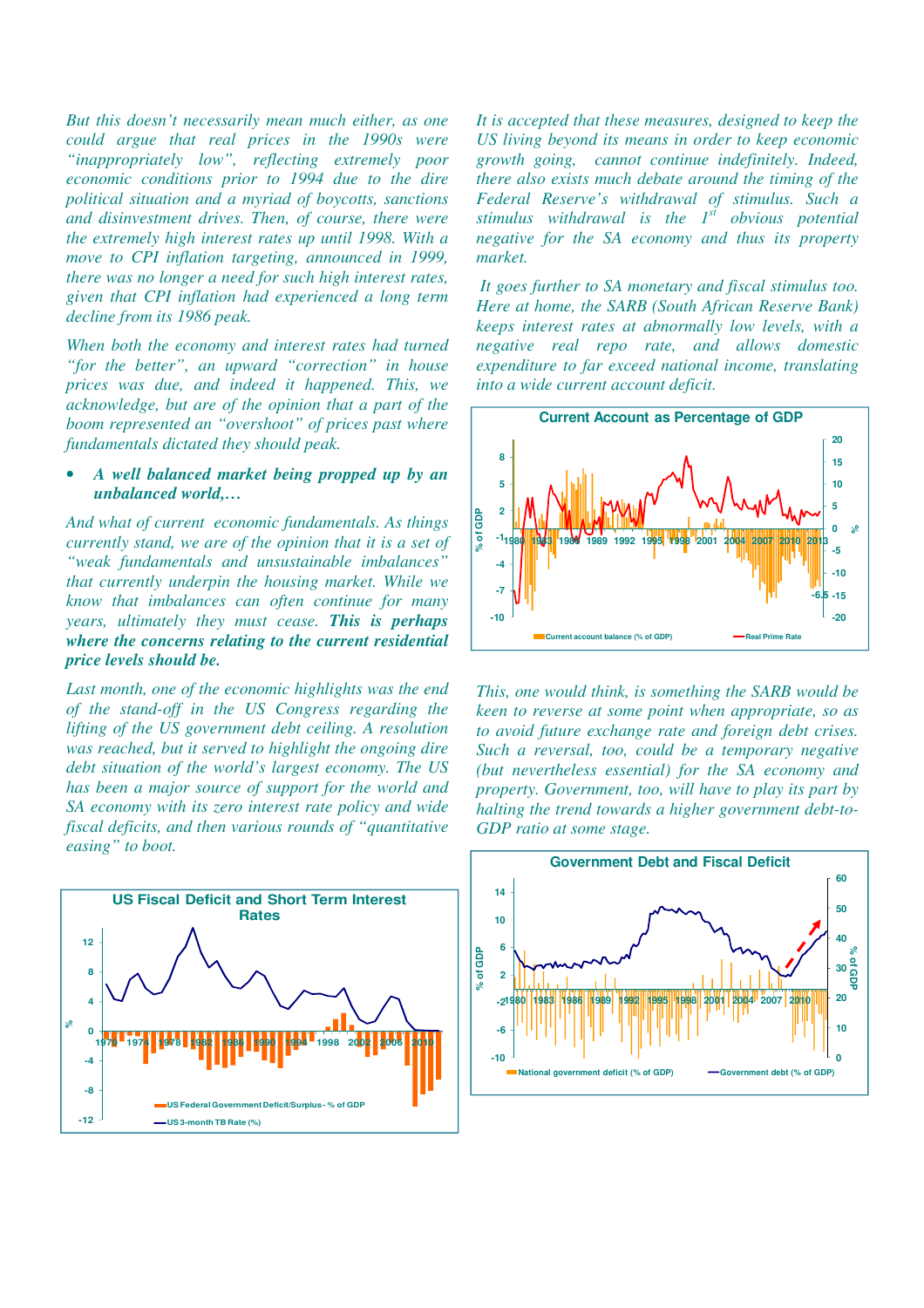*But this doesn't necessarily mean much either, as one could argue that real prices in the 1990s were "inappropriately low", reflecting extremely poor economic conditions prior to 1994 due to the dire political situation and a myriad of boycotts, sanctions and disinvestment drives. Then, of course, there were the extremely high interest rates up until 1998. With a move to CPI inflation targeting, announced in 1999, there was no longer a need for such high interest rates, given that CPI inflation had experienced a long term decline from its 1986 peak.*

*When both the economy and interest rates had turned "for the better", an upward "correction" in house prices was due, and indeed it happened. This, we acknowledge, but are of the opinion that a part of the boom represented an "overshoot" of prices past where fundamentals dictated they should peak.*

- ***A well balanced market being propped up by an unbalanced world,…***

*And what of current economic fundamentals. As things currently stand, we are of the opinion that it is a set of "weak fundamentals and unsustainable imbalances" that currently underpin the housing market. While we know that imbalances can often continue for many years, ultimately they must cease.* ***This is perhaps where the concerns relating to the current residential price levels should be.***

*Last month, one of the economic highlights was the end of the stand-off in the US Congress regarding the lifting of the US government debt ceiling. A resolution was reached, but it served to highlight the ongoing dire debt situation of the world's largest economy. The US has been a major source of support for the world and SA economy with its zero interest rate policy and wide fiscal deficits, and then various rounds of "quantitative easing" to boot.*

**US Fiscal Deficit and Short Term Interest Rates**

*It is accepted that these measures, designed to keep the US living beyond its means in order to keep economic growth going, cannot continue indefinitely. Indeed, there also exists much debate around the timing of the Federal Reserve's withdrawal of stimulus. Such a stimulus withdrawal is the 1st obvious potential negative for the SA economy and thus its property market.*

*It goes further to SA monetary and fiscal stimulus too. Here at home, the SARB (South African Reserve Bank) keeps interest rates at abnormally low levels, with a negative real repo rate, and allows domestic expenditure to far exceed national income, translating into a wide current account deficit.*

**Current Account as Percentage of GDP**

*This, one would think, is something the SARB would be keen to reverse at some point when appropriate, so as to avoid future exchange rate and foreign debt crises. Such a reversal, too, could be a temporary negative (but nevertheless essential) for the SA economy and property. Government, too, will have to play its part by halting the trend towards a higher government debt-to-GDP ratio at some stage.*

**Government Debt and Fiscal Deficit**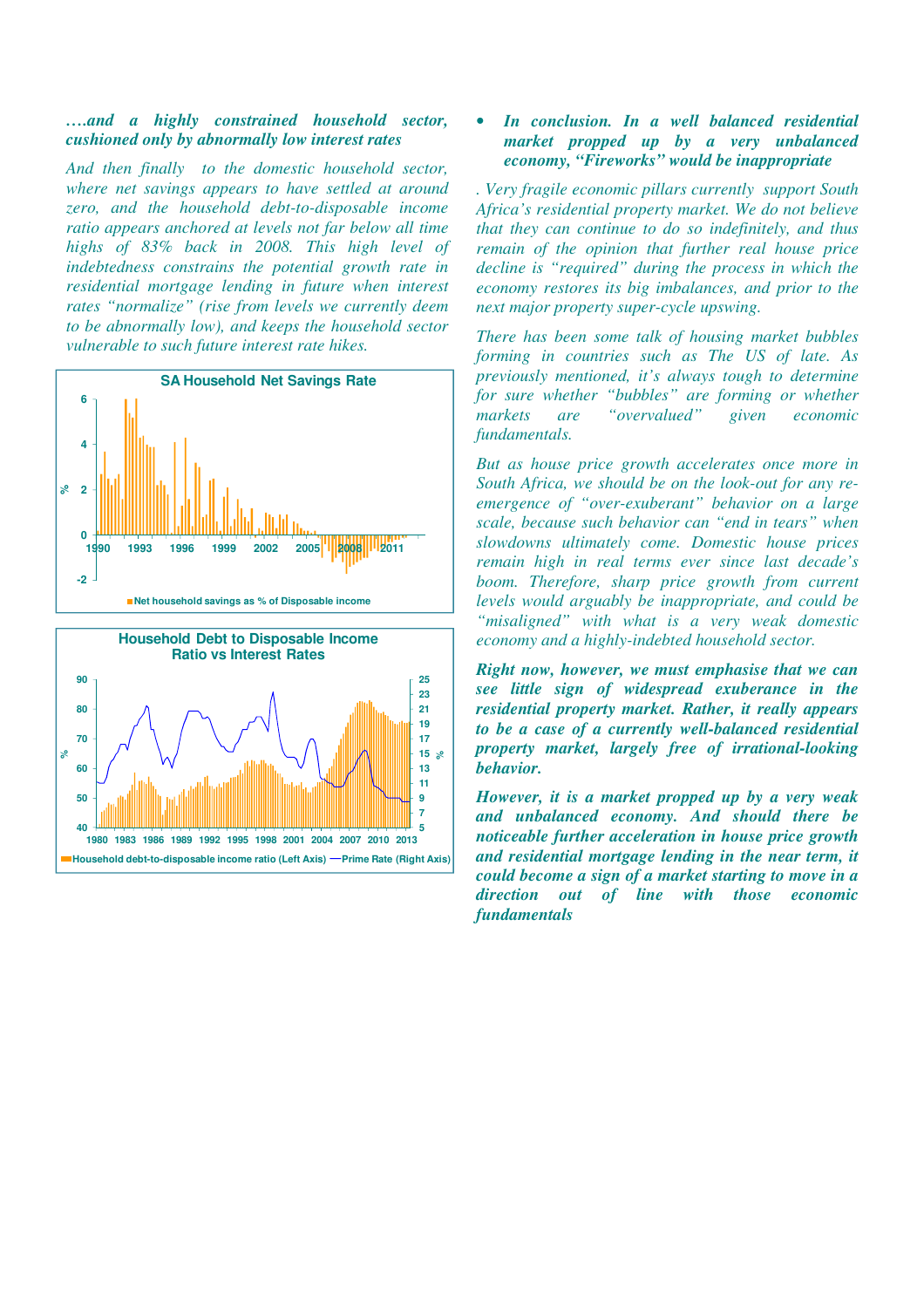***….and a highly constrained household sector, cushioned only by abnormally low interest rates***

*And then finally to the domestic household sector, where net savings appears to have settled at around zero, and the household debt-to-disposable income ratio appears anchored at levels not far below all time highs of 83% back in 2008. This high level of indebtedness constrains the potential growth rate in residential mortgage lending in future when interest rates "normalize" (rise from levels we currently deem to be abnormally low), and keeps the household sector vulnerable to such future interest rate hikes.*

**SA Household Net Savings Rate**

Net household savings as % of Disposable income

**Household Debt to Disposable Income Ratio vs Interest Rates**

Household debt-to-disposable income ratio (Left Axis) — Prime Rate (Right Axis)

- ***In conclusion. In a well balanced residential market propped up by a very unbalanced economy, "Fireworks" would be inappropriate***

*. Very fragile economic pillars currently support South Africa's residential property market. We do not believe that they can continue to do so indefinitely, and thus remain of the opinion that further real house price decline is "required" during the process in which the economy restores its big imbalances, and prior to the next major property super-cycle upswing.*

*There has been some talk of housing market bubbles forming in countries such as The US of late. As previously mentioned, it's always tough to determine for sure whether "bubbles" are forming or whether markets are "overvalued" given economic fundamentals.*

*But as house price growth accelerates once more in South Africa, we should be on the look-out for any re-emergence of "over-exuberant" behavior on a large scale, because such behavior can "end in tears" when slowdowns ultimately come. Domestic house prices remain high in real terms ever since last decade's boom. Therefore, sharp price growth from current levels would arguably be inappropriate, and could be "misaligned" with what is a very weak domestic economy and a highly-indebted household sector.*

***Right now, however, we must emphasise that we can see little sign of widespread exuberance in the residential property market. Rather, it really appears to be a case of a currently well-balanced residential property market, largely free of irrational-looking behavior.***

***However, it is a market propped up by a very weak and unbalanced economy. And should there be noticeable further acceleration in house price growth and residential mortgage lending in the near term, it could become a sign of a market starting to move in a direction out of line with those economic fundamentals***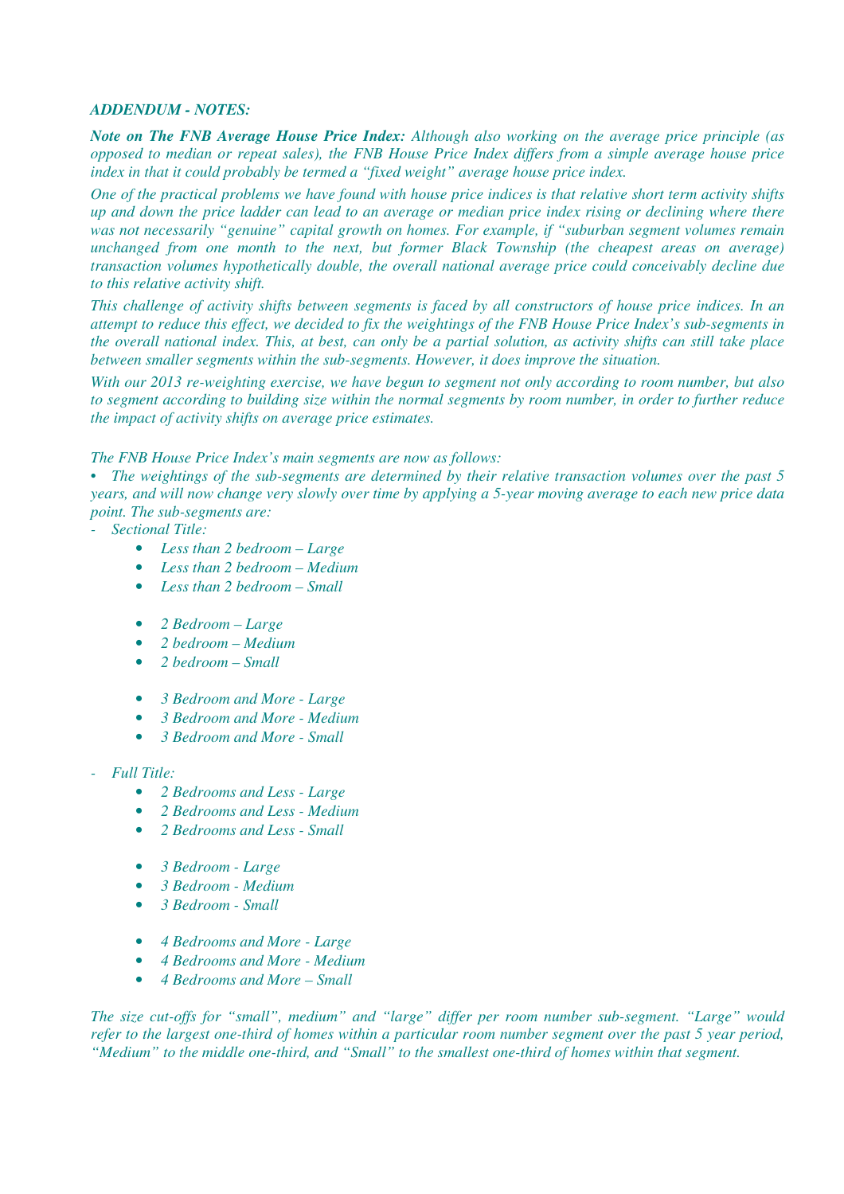***ADDENDUM - NOTES:***

***Note on The FNB Average House Price Index:*** *Although also working on the average price principle (as opposed to median or repeat sales), the FNB House Price Index differs from a simple average house price index in that it could probably be termed a "fixed weight" average house price index.*

*One of the practical problems we have found with house price indices is that relative short term activity shifts up and down the price ladder can lead to an average or median price index rising or declining where there was not necessarily "genuine" capital growth on homes. For example, if "suburban segment volumes remain unchanged from one month to the next, but former Black Township (the cheapest areas on average) transaction volumes hypothetically double, the overall national average price could conceivably decline due to this relative activity shift.*

*This challenge of activity shifts between segments is faced by all constructors of house price indices. In an attempt to reduce this effect, we decided to fix the weightings of the FNB House Price Index's sub-segments in the overall national index. This, at best, can only be a partial solution, as activity shifts can still take place between smaller segments within the sub-segments. However, it does improve the situation.*

*With our 2013 re-weighting exercise, we have begun to segment not only according to room number, but also to segment according to building size within the normal segments by room number, in order to further reduce the impact of activity shifts on average price estimates.*

*The FNB House Price Index's main segments are now as follows:*

- *The weightings of the sub-segments are determined by their relative transaction volumes over the past 5 years, and will now change very slowly over time by applying a 5-year moving average to each new price data point. The sub-segments are:*

- *Sectional Title:*
  - *Less than 2 bedroom – Large*
  - *Less than 2 bedroom – Medium*
  - *Less than 2 bedroom – Small*

  - *2 Bedroom – Large*
  - *2 bedroom – Medium*
  - *2 bedroom – Small*

  - *3 Bedroom and More - Large*
  - *3 Bedroom and More - Medium*
  - *3 Bedroom and More - Small*

- *Full Title:*
  - *2 Bedrooms and Less - Large*
  - *2 Bedrooms and Less - Medium*
  - *2 Bedrooms and Less - Small*

  - *3 Bedroom - Large*
  - *3 Bedroom - Medium*
  - *3 Bedroom - Small*

  - *4 Bedrooms and More - Large*
  - *4 Bedrooms and More - Medium*
  - *4 Bedrooms and More – Small*

*The size cut-offs for "small", medium" and "large" differ per room number sub-segment. "Large" would refer to the largest one-third of homes within a particular room number segment over the past 5 year period, "Medium" to the middle one-third, and "Small" to the smallest one-third of homes within that segment.*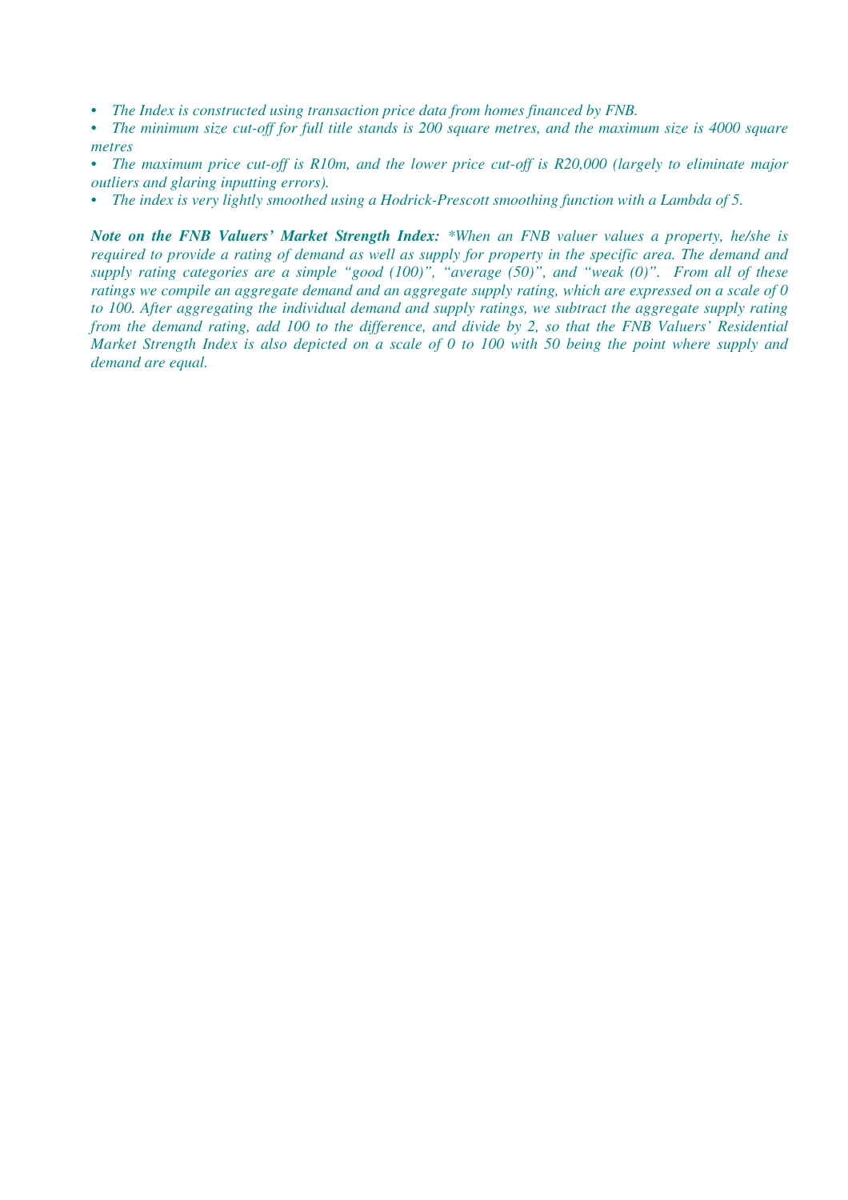- *The Index is constructed using transaction price data from homes financed by FNB.*
- *The minimum size cut-off for full title stands is 200 square metres, and the maximum size is 4000 square metres*
- *The maximum price cut-off is R10m, and the lower price cut-off is R20,000 (largely to eliminate major outliers and glaring inputting errors).*
- *The index is very lightly smoothed using a Hodrick-Prescott smoothing function with a Lambda of 5.*

***Note on the FNB Valuers' Market Strength Index:*** *\*When an FNB valuer values a property, he/she is required to provide a rating of demand as well as supply for property in the specific area. The demand and supply rating categories are a simple "good (100)", "average (50)", and "weak (0)". From all of these ratings we compile an aggregate demand and an aggregate supply rating, which are expressed on a scale of 0 to 100. After aggregating the individual demand and supply ratings, we subtract the aggregate supply rating from the demand rating, add 100 to the difference, and divide by 2, so that the FNB Valuers' Residential Market Strength Index is also depicted on a scale of 0 to 100 with 50 being the point where supply and demand are equal.*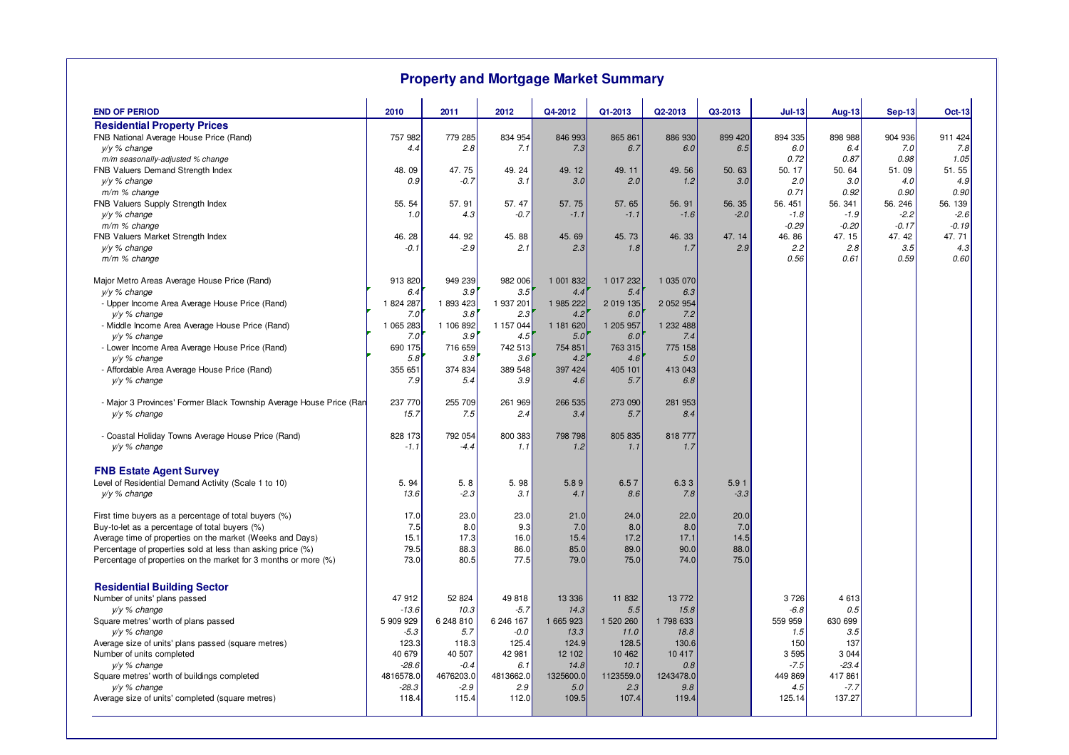# Property and Mortgage Market Summary

| END OF PERIOD | 2010 | 2011 | 2012 | Q4-2012 | Q1-2013 | Q2-2013 | Q3-2013 | Jul-13 | Aug-13 | Sep-13 | Oct-13 |
|---|---|---|---|---|---|---|---|---|---|---|---|
| **Residential Property Prices** | | | | | | | | | | | |
| FNB National Average House Price (Rand) | 757 982 | 779 285 | 834 954 | 846 993 | 865 861 | 886 930 | 899 420 | 894 335 | 898 988 | 904 936 | 911 424 |
| *y/y % change* | *4.4* | *2.8* | *7.1* | *7.3* | *6.7* | *6.0* | *6.5* | *6.0* | *6.4* | *7.0* | *7.8* |
| *m/m seasonally-adjusted % change* | | | | | | | | *0.72* | *0.87* | *0.98* | *1.05* |
| FNB Valuers Demand Strength Index | 48. 09 | 47. 75 | 49. 24 | 49. 12 | 49. 11 | 49. 56 | 50. 63 | 50. 17 | 50. 64 | 51. 09 | 51. 55 |
| *y/y % change* | *0.9* | *-0.7* | *3.1* | *3.0* | *2.0* | *1.2* | *3.0* | *2.0* | *3.0* | *4.0* | *4.9* |
| *m/m % change* | | | | | | | | *0.71* | *0.92* | *0.90* | *0.90* |
| FNB Valuers Supply Strength Index | 55. 54 | 57. 91 | 57. 47 | 57. 75 | 57. 65 | 56. 91 | 56. 35 | 56. 451 | 56. 341 | 56. 246 | 56. 139 |
| *y/y % change* | *1.0* | *4.3* | *-0.7* | *-1.1* | *-1.1* | *-1.6* | *-2.0* | *-1.8* | *-1.9* | *-2.2* | *-2.6* |
| *m/m % change* | | | | | | | | *-0.29* | *-0.20* | *-0.17* | *-0.19* |
| FNB Valuers Market Strength Index | 46. 28 | 44. 92 | 45. 88 | 45. 69 | 45. 73 | 46. 33 | 47. 14 | 46. 86 | 47. 15 | 47. 42 | 47. 71 |
| *y/y % change* | *-0.1* | *-2.9* | *2.1* | *2.3* | *1.8* | *1.7* | *2.9* | *2.2* | *2.8* | *3.5* | *4.3* |
| *m/m % change* | | | | | | | | *0.56* | *0.61* | *0.59* | *0.60* |
| Major Metro Areas Average House Price (Rand) | 913 820 | 949 239 | 982 006 | 1 001 832 | 1 017 232 | 1 035 070 | | | | | |
| *y/y % change* | *6.4* | *3.9* | *3.5* | *4.4* | *5.4* | *6.3* | | | | | |
| - Upper Income Area Average House Price (Rand) | 1 824 287 | 1 893 423 | 1 937 201 | 1 985 222 | 2 019 135 | 2 052 954 | | | | | |
| *y/y % change* | *7.0* | *3.8* | *2.3* | *4.2* | *6.0* | *7.2* | | | | | |
| - Middle Income Area Average House Price (Rand) | 1 065 283 | 1 106 892 | 1 157 044 | 1 181 620 | 1 205 957 | 1 232 488 | | | | | |
| *y/y % change* | *7.0* | *3.9* | *4.5* | *5.0* | *6.0* | *7.4* | | | | | |
| - Lower Income Area Average House Price (Rand) | 690 175 | 716 659 | 742 513 | 754 851 | 763 315 | 775 158 | | | | | |
| *y/y % change* | *5.8* | *3.8* | *3.6* | *4.2* | *4.6* | *5.0* | | | | | |
| - Affordable Area Average House Price (Rand) | 355 651 | 374 834 | 389 548 | 397 424 | 405 101 | 413 043 | | | | | |
| *y/y % change* | *7.9* | *5.4* | *3.9* | *4.6* | *5.7* | *6.8* | | | | | |
| - Major 3 Provinces' Former Black Township Average House Price (Ran | 237 770 | 255 709 | 261 969 | 266 535 | 273 090 | 281 953 | | | | | |
| *y/y % change* | *15.7* | *7.5* | *2.4* | *3.4* | *5.7* | *8.4* | | | | | |
| - Coastal Holiday Towns Average House Price (Rand) | 828 173 | 792 054 | 800 383 | 798 798 | 805 835 | 818 777 | | | | | |
| *y/y % change* | *-1.1* | *-4.4* | *1.1* | *1.2* | *1.1* | *1.7* | | | | | |
| **FNB Estate Agent Survey** | | | | | | | | | | | |
| Level of Residential Demand Activity (Scale 1 to 10) | 5. 94 | 5. 8 | 5. 98 | 5.8 9 | 6.5 7 | 6.3 3 | 5.9 1 | | | | |
| *y/y % change* | *13.6* | *-2.3* | *3.1* | *4.1* | *8.6* | *7.8* | *-3.3* | | | | |
| First time buyers as a percentage of total buyers (%) | 17.0 | 23.0 | 23.0 | 21.0 | 24.0 | 22.0 | 20.0 | | | | |
| Buy-to-let as a percentage of total buyers (%) | 7.5 | 8.0 | 9.3 | 7.0 | 8.0 | 8.0 | 7.0 | | | | |
| Average time of properties on the market (Weeks and Days) | 15.1 | 17.3 | 16.0 | 15.4 | 17.2 | 17.1 | 14.5 | | | | |
| Percentage of properties sold at less than asking price (%) | 79.5 | 88.3 | 86.0 | 85.0 | 89.0 | 90.0 | 88.0 | | | | |
| Percentage of properties on the market for 3 months or more (%) | 73.0 | 80.5 | 77.5 | 79.0 | 75.0 | 74.0 | 75.0 | | | | |
| **Residential Building Sector** | | | | | | | | | | | |
| Number of units' plans passed | 47 912 | 52 824 | 49 818 | 13 336 | 11 832 | 13 772 | | 3 726 | 4 613 | | |
| *y/y % change* | *-13.6* | *10.3* | *-5.7* | *14.3* | *5.5* | *15.8* | | *-6.8* | *0.5* | | |
| Square metres' worth of plans passed | 5 909 929 | 6 248 810 | 6 246 167 | 1 665 923 | 1 520 260 | 1 798 633 | | 559 959 | 630 699 | | |
| *y/y % change* | *-5.3* | *5.7* | *-0.0* | *13.3* | *11.0* | *18.8* | | *1.5* | *3.5* | | |
| Average size of units' plans passed (square metres) | 123.3 | 118.3 | 125.4 | 124.9 | 128.5 | 130.6 | | 150 | 137 | | |
| Number of units completed | 40 679 | 40 507 | 42 981 | 12 102 | 10 462 | 10 417 | | 3 595 | 3 044 | | |
| *y/y % change* | *-28.6* | *-0.4* | *6.1* | *14.8* | *10.1* | *0.8* | | *-7.5* | *-23.4* | | |
| Square metres' worth of buildings completed | 4816578.0 | 4676203.0 | 4813662.0 | 1325600.0 | 1123559.0 | 1243478.0 | | 449 869 | 417 861 | | |
| *y/y % change* | *-28.3* | *-2.9* | *2.9* | *5.0* | *2.3* | *9.8* | | *4.5* | *-7.7* | | |
| Average size of units' completed (square metres) | 118.4 | 115.4 | 112.0 | 109.5 | 107.4 | 119.4 | | 125.14 | 137.27 | | |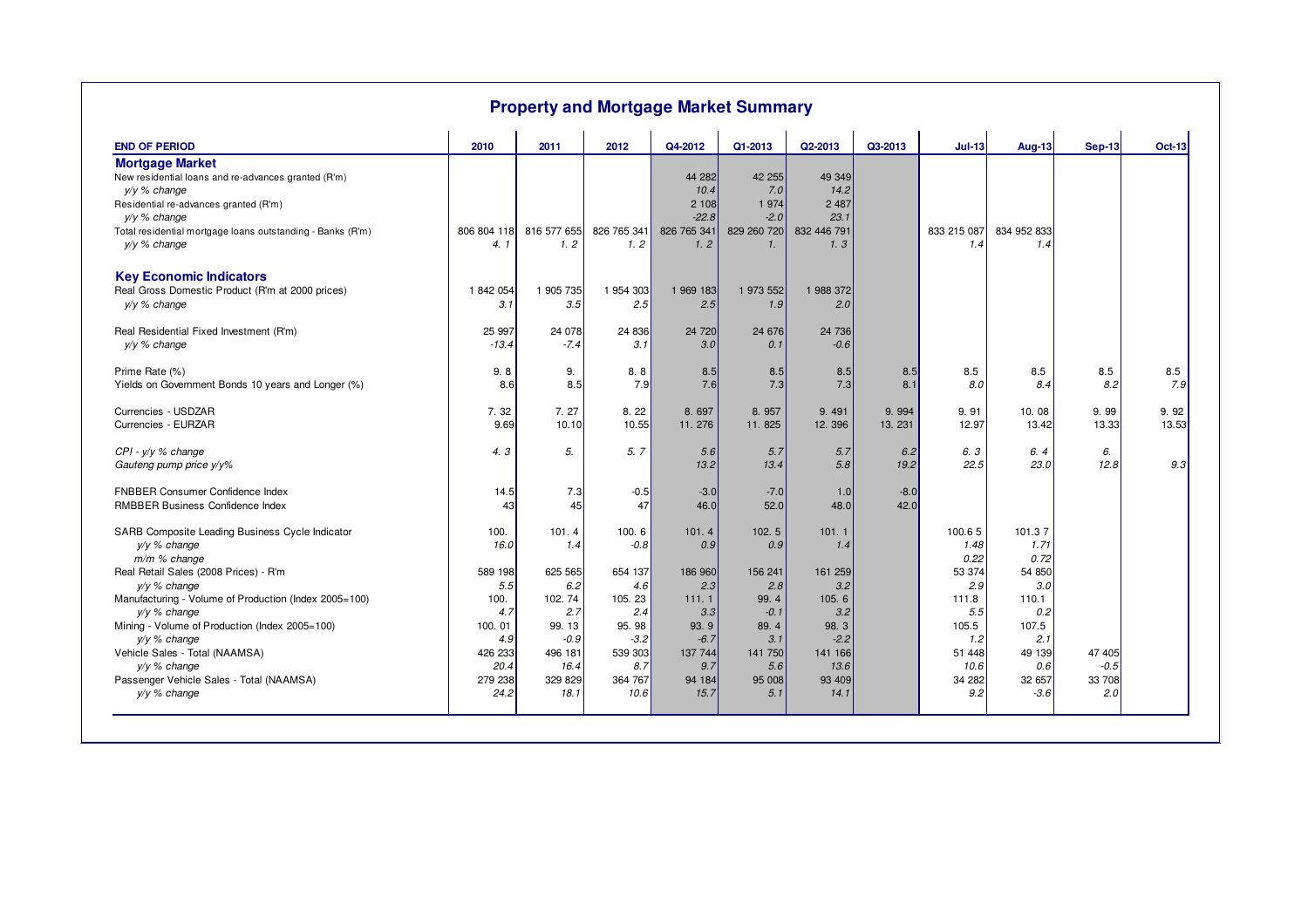# Property and Mortgage Market Summary

| END OF PERIOD | 2010 | 2011 | 2012 | Q4-2012 | Q1-2013 | Q2-2013 | Q3-2013 | Jul-13 | Aug-13 | Sep-13 | Oct-13 |
|---|---|---|---|---|---|---|---|---|---|---|---|
| **Mortgage Market** | | | | | | | | | | | |
| New residential loans and re-advances granted (R'm) | | | | 44 282 | 42 255 | 49 349 | | | | | |
| *y/y % change* | | | | *10.4* | *7.0* | *14.2* | | | | | |
| Residential re-advances granted (R'm) | | | | 2 108 | 1 974 | 2 487 | | | | | |
| *y/y % change* | | | | *-22.8* | *-2.0* | *23.1* | | | | | |
| Total residential mortgage loans outstanding - Banks (R'm) | 806 804 118 | 816 577 655 | 826 765 341 | 826 765 341 | 829 260 720 | 832 446 791 | | 833 215 087 | 834 952 833 | | |
| *y/y % change* | *4. 1* | *1. 2* | *1. 2* | *1. 2* | *1.* | *1. 3* | | *1.4* | *1.4* | | |
| **Key Economic Indicators** | | | | | | | | | | | |
| Real Gross Domestic Product (R'm at 2000 prices) | 1 842 054 | 1 905 735 | 1 954 303 | 1 969 183 | 1 973 552 | 1 988 372 | | | | | |
| *y/y % change* | *3.1* | *3.5* | *2.5* | *2.5* | *1.9* | *2.0* | | | | | |
| Real Residential Fixed Investment (R'm) | 25 997 | 24 078 | 24 836 | 24 720 | 24 676 | 24 736 | | | | | |
| *y/y % change* | *-13.4* | *-7.4* | *3.1* | *3.0* | *0.1* | *-0.6* | | | | | |
| Prime Rate (%) | 9. 8 | 9. | 8. 8 | 8.5 | 8.5 | 8.5 | 8.5 | 8.5 | 8.5 | 8.5 | 8.5 |
| Yields on Government Bonds 10 years and Longer (%) | 8.6 | 8.5 | 7.9 | 7.6 | 7.3 | 7.3 | 8.1 | *8.0* | *8.4* | *8.2* | 7.9 |
| Currencies - USDZAR | 7. 32 | 7. 27 | 8. 22 | 8. 697 | 8. 957 | 9. 491 | 9. 994 | 9. 91 | 10. 08 | 9. 99 | 9. 92 |
| Currencies - EURZAR | 9.69 | 10.10 | 10.55 | 11. 276 | 11. 825 | 12. 396 | 13. 231 | 12.97 | 13.42 | 13.33 | 13.53 |
| *CPI - y/y % change* | *4. 3* | *5.* | *5. 7* | *5.6* | *5.7* | *5.7* | *6.2* | *6. 3* | *6. 4* | *6.* | |
| *Gauteng pump price y/y%* | | | | *13.2* | *13.4* | *5.8* | *19.2* | *22.5* | *23.0* | *12.8* | *9.3* |
| FNBBER Consumer Confidence Index | 14.5 | 7.3 | -0.5 | -3.0 | -7.0 | 1.0 | -8.0 | | | | |
| RMBBER Business Confidence Index | 43 | 45 | 47 | 46.0 | 52.0 | 48.0 | 42.0 | | | | |
| SARB Composite Leading Business Cycle Indicator | 100. | 101. 4 | 100. 6 | 101. 4 | 102. 5 | 101. 1 | | 100.6 5 | 101.3 7 | | |
| *y/y % change* | *16.0* | *1.4* | *-0.8* | *0.9* | *0.9* | *1.4* | | *1.48* | *1.71* | | |
| *m/m % change* | | | | | | | | *0.22* | *0.72* | | |
| Real Retail Sales (2008 Prices) - R'm | 589 198 | 625 565 | 654 137 | 186 960 | 156 241 | 161 259 | | 53 374 | 54 850 | | |
| *y/y % change* | *5.5* | *6.2* | *4.6* | *2.3* | *2.8* | *3.2* | | *2.9* | *3.0* | | |
| Manufacturing - Volume of Production (Index 2005=100) | 100. | 102. 74 | 105. 23 | 111. 1 | 99. 4 | 105. 6 | | 111.8 | 110.1 | | |
| *y/y % change* | *4.7* | *2.7* | *2.4* | *3.3* | *-0.1* | *3.2* | | *5.5* | *0.2* | | |
| Mining - Volume of Production (Index 2005=100) | 100. 01 | 99. 13 | 95. 98 | 93. 9 | 89. 4 | 98. 3 | | 105.5 | 107.5 | | |
| *y/y % change* | *4.9* | *-0.9* | *-3.2* | *-6.7* | *3.1* | *-2.2* | | *1.2* | *2.1* | | |
| Vehicle Sales - Total (NAAMSA) | 426 233 | 496 181 | 539 303 | 137 744 | 141 750 | 141 166 | | 51 448 | 49 139 | 47 405 | |
| *y/y % change* | *20.4* | *16.4* | *8.7* | *9.7* | *5.6* | *13.6* | | *10.6* | *0.6* | *-0.5* | |
| Passenger Vehicle Sales - Total (NAAMSA) | 279 238 | 329 829 | 364 767 | 94 184 | 95 008 | 93 409 | | 34 282 | 32 657 | 33 708 | |
| *y/y % change* | *24.2* | *18.1* | *10.6* | *15.7* | *5.1* | *14.1* | | *9.2* | *-3.6* | *2.0* | |